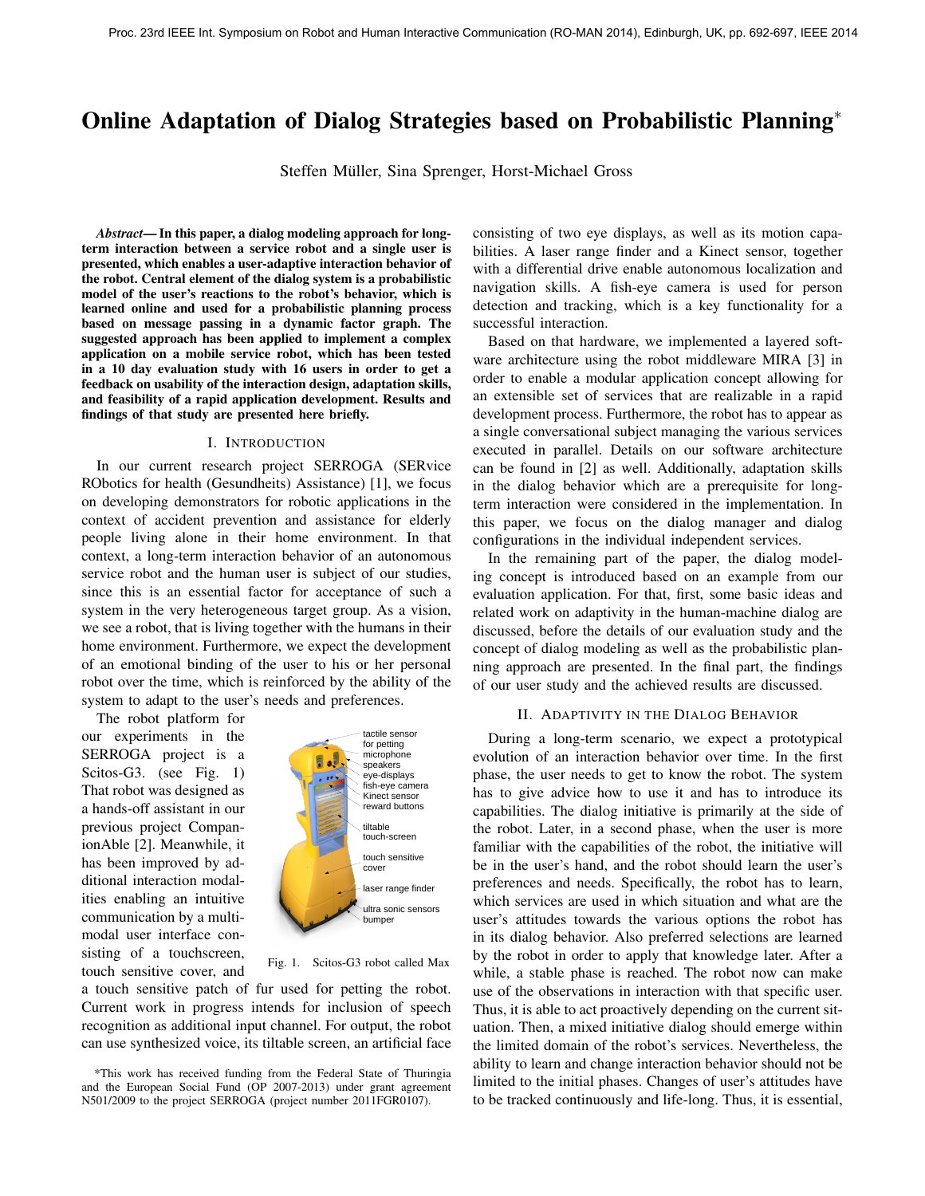# Online Adaptation of Dialog Strategies based on Probabilistic Planning*

Steffen Müller, Sina Sprenger, Horst-Michael Gross

***Abstract*— In this paper, a dialog modeling approach for long-term interaction between a service robot and a single user is presented, which enables a user-adaptive interaction behavior of the robot. Central element of the dialog system is a probabilistic model of the user's reactions to the robot's behavior, which is learned online and used for a probabilistic planning process based on message passing in a dynamic factor graph. The suggested approach has been applied to implement a complex application on a mobile service robot, which has been tested in a 10 day evaluation study with 16 users in order to get a feedback on usability of the interaction design, adaptation skills, and feasibility of a rapid application development. Results and findings of that study are presented here briefly.**

## I. Introduction

In our current research project SERROGA (SERvice RObotics for health (Gesundheits) Assistance) [1], we focus on developing demonstrators for robotic applications in the context of accident prevention and assistance for elderly people living alone in their home environment. In that context, a long-term interaction behavior of an autonomous service robot and the human user is subject of our studies, since this is an essential factor for acceptance of such a system in the very heterogeneous target group. As a vision, we see a robot, that is living together with the humans in their home environment. Furthermore, we expect the development of an emotional binding of the user to his or her personal robot over the time, which is reinforced by the ability of the system to adapt to the user's needs and preferences.

The robot platform for our experiments in the SERROGA project is a Scitos-G3. (see Fig. 1) That robot was designed as a hands-off assistant in our previous project CompanionAble [2]. Meanwhile, it has been improved by additional interaction modalities enabling an intuitive communication by a multi-modal user interface consisting of a touchscreen, touch sensitive cover, and a touch sensitive patch of fur used for petting the robot. Current work in progress intends for inclusion of speech recognition as additional input channel. For output, the robot can use synthesized voice, its tiltable screen, an artificial face consisting of two eye displays, as well as its motion capabilities. A laser range finder and a Kinect sensor, together with a differential drive enable autonomous localization and navigation skills. A fish-eye camera is used for person detection and tracking, which is a key functionality for a successful interaction.

tactile sensor for petting
microphone
speakers
eye-displays
fish-eye camera
Kinect sensor
reward buttons
tiltable touch-screen
touch sensitive cover
laser range finder
ultra sonic sensors
bumper

Fig. 1. Scitos-G3 robot called Max

Based on that hardware, we implemented a layered software architecture using the robot middleware MIRA [3] in order to enable a modular application concept allowing for an extensible set of services that are realizable in a rapid development process. Furthermore, the robot has to appear as a single conversational subject managing the various services executed in parallel. Details on our software architecture can be found in [2] as well. Additionally, adaptation skills in the dialog behavior which are a prerequisite for long-term interaction were considered in the implementation. In this paper, we focus on the dialog manager and dialog configurations in the individual independent services.

In the remaining part of the paper, the dialog modeling concept is introduced based on an example from our evaluation application. For that, first, some basic ideas and related work on adaptivity in the human-machine dialog are discussed, before the details of our evaluation study and the concept of dialog modeling as well as the probabilistic planning approach are presented. In the final part, the findings of our user study and the achieved results are discussed.

## II. Adaptivity in the Dialog Behavior

During a long-term scenario, we expect a prototypical evolution of an interaction behavior over time. In the first phase, the user needs to get to know the robot. The system has to give advice how to use it and has to introduce its capabilities. The dialog initiative is primarily at the side of the robot. Later, in a second phase, when the user is more familiar with the capabilities of the robot, the initiative will be in the user's hand, and the robot should learn the user's preferences and needs. Specifically, the robot has to learn, which services are used in which situation and what are the user's attitudes towards the various options the robot has in its dialog behavior. Also preferred selections are learned by the robot in order to apply that knowledge later. After a while, a stable phase is reached. The robot now can make use of the observations in interaction with that specific user. Thus, it is able to act proactively depending on the current situation. Then, a mixed initiative dialog should emerge within the limited domain of the robot's services. Nevertheless, the ability to learn and change interaction behavior should not be limited to the initial phases. Changes of user's attitudes have to be tracked continuously and life-long. Thus, it is essential,

*This work has received funding from the Federal State of Thuringia and the European Social Fund (OP 2007-2013) under grant agreement N501/2009 to the project SERROGA (project number 2011FGR0107).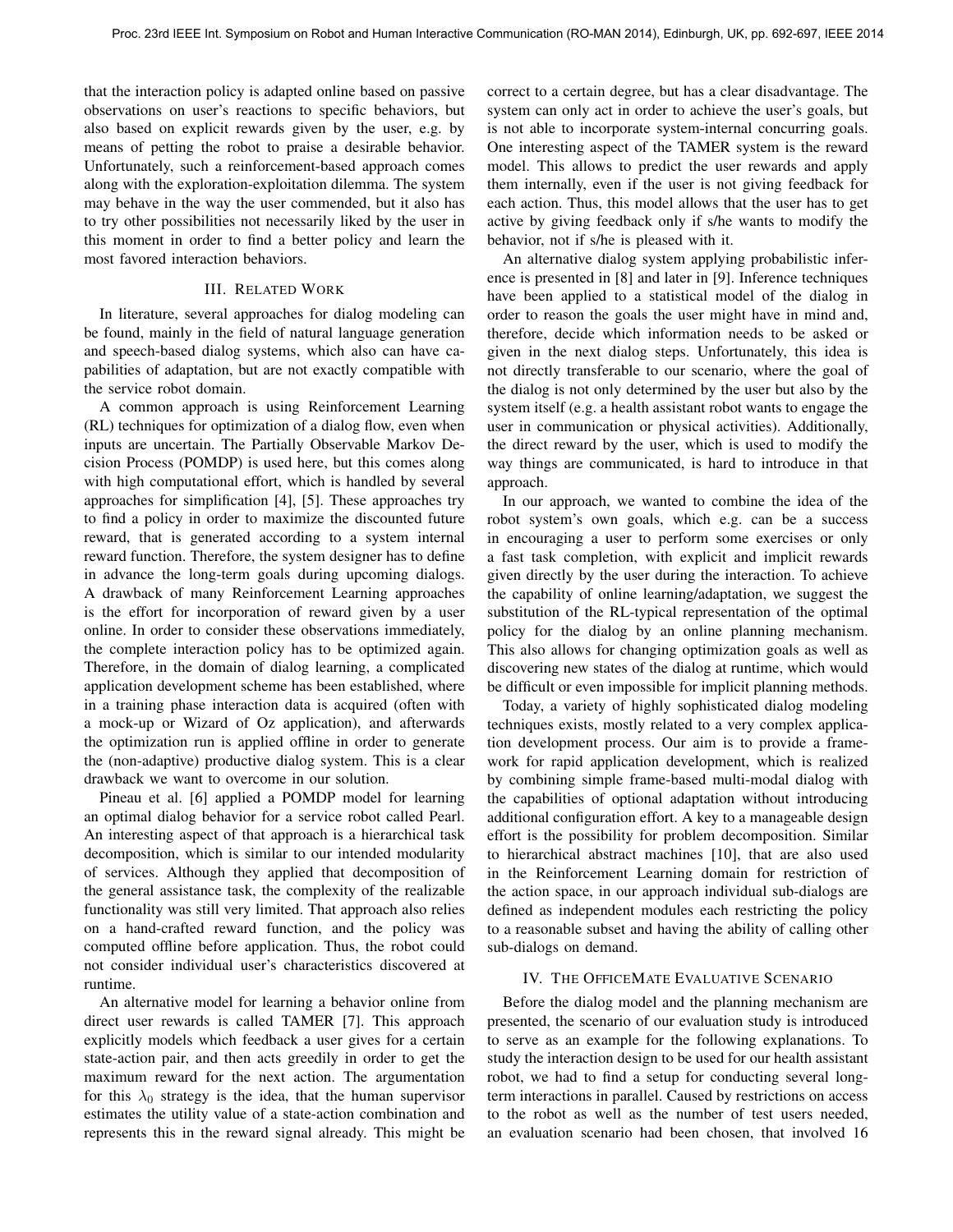that the interaction policy is adapted online based on passive observations on user's reactions to specific behaviors, but also based on explicit rewards given by the user, e.g. by means of petting the robot to praise a desirable behavior. Unfortunately, such a reinforcement-based approach comes along with the exploration-exploitation dilemma. The system may behave in the way the user commended, but it also has to try other possibilities not necessarily liked by the user in this moment in order to find a better policy and learn the most favored interaction behaviors.

## III. Related Work

In literature, several approaches for dialog modeling can be found, mainly in the field of natural language generation and speech-based dialog systems, which also can have capabilities of adaptation, but are not exactly compatible with the service robot domain.

A common approach is using Reinforcement Learning (RL) techniques for optimization of a dialog flow, even when inputs are uncertain. The Partially Observable Markov Decision Process (POMDP) is used here, but this comes along with high computational effort, which is handled by several approaches for simplification [4], [5]. These approaches try to find a policy in order to maximize the discounted future reward, that is generated according to a system internal reward function. Therefore, the system designer has to define in advance the long-term goals during upcoming dialogs. A drawback of many Reinforcement Learning approaches is the effort for incorporation of reward given by a user online. In order to consider these observations immediately, the complete interaction policy has to be optimized again. Therefore, in the domain of dialog learning, a complicated application development scheme has been established, where in a training phase interaction data is acquired (often with a mock-up or Wizard of Oz application), and afterwards the optimization run is applied offline in order to generate the (non-adaptive) productive dialog system. This is a clear drawback we want to overcome in our solution.

Pineau et al. [6] applied a POMDP model for learning an optimal dialog behavior for a service robot called Pearl. An interesting aspect of that approach is a hierarchical task decomposition, which is similar to our intended modularity of services. Although they applied that decomposition of the general assistance task, the complexity of the realizable functionality was still very limited. That approach also relies on a hand-crafted reward function, and the policy was computed offline before application. Thus, the robot could not consider individual user's characteristics discovered at runtime.

An alternative model for learning a behavior online from direct user rewards is called TAMER [7]. This approach explicitly models which feedback a user gives for a certain state-action pair, and then acts greedily in order to get the maximum reward for the next action. The argumentation for this $\lambda_0$ strategy is the idea, that the human supervisor estimates the utility value of a state-action combination and represents this in the reward signal already. This might be correct to a certain degree, but has a clear disadvantage. The system can only act in order to achieve the user's goals, but is not able to incorporate system-internal concurring goals. One interesting aspect of the TAMER system is the reward model. This allows to predict the user rewards and apply them internally, even if the user is not giving feedback for each action. Thus, this model allows that the user has to get active by giving feedback only if s/he wants to modify the behavior, not if s/he is pleased with it.

An alternative dialog system applying probabilistic inference is presented in [8] and later in [9]. Inference techniques have been applied to a statistical model of the dialog in order to reason the goals the user might have in mind and, therefore, decide which information needs to be asked or given in the next dialog steps. Unfortunately, this idea is not directly transferable to our scenario, where the goal of the dialog is not only determined by the user but also by the system itself (e.g. a health assistant robot wants to engage the user in communication or physical activities). Additionally, the direct reward by the user, which is used to modify the way things are communicated, is hard to introduce in that approach.

In our approach, we wanted to combine the idea of the robot system's own goals, which e.g. can be a success in encouraging a user to perform some exercises or only a fast task completion, with explicit and implicit rewards given directly by the user during the interaction. To achieve the capability of online learning/adaptation, we suggest the substitution of the RL-typical representation of the optimal policy for the dialog by an online planning mechanism. This also allows for changing optimization goals as well as discovering new states of the dialog at runtime, which would be difficult or even impossible for implicit planning methods.

Today, a variety of highly sophisticated dialog modeling techniques exists, mostly related to a very complex application development process. Our aim is to provide a framework for rapid application development, which is realized by combining simple frame-based multi-modal dialog with the capabilities of optional adaptation without introducing additional configuration effort. A key to a manageable design effort is the possibility for problem decomposition. Similar to hierarchical abstract machines [10], that are also used in the Reinforcement Learning domain for restriction of the action space, in our approach individual sub-dialogs are defined as independent modules each restricting the policy to a reasonable subset and having the ability of calling other sub-dialogs on demand.

## IV. The OfficeMate Evaluative Scenario

Before the dialog model and the planning mechanism are presented, the scenario of our evaluation study is introduced to serve as an example for the following explanations. To study the interaction design to be used for our health assistant robot, we had to find a setup for conducting several long-term interactions in parallel. Caused by restrictions on access to the robot as well as the number of test users needed, an evaluation scenario had been chosen, that involved 16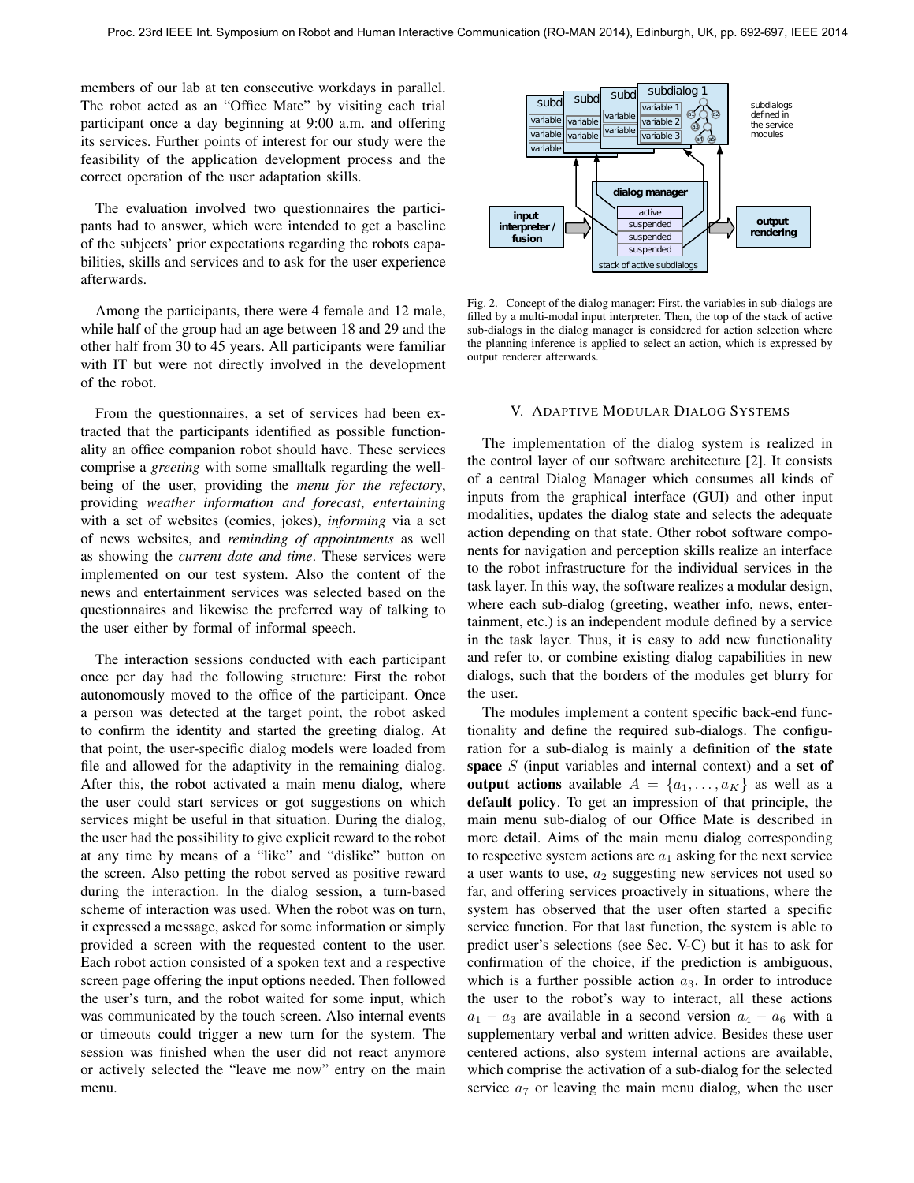members of our lab at ten consecutive workdays in parallel. The robot acted as an "Office Mate" by visiting each trial participant once a day beginning at 9:00 a.m. and offering its services. Further points of interest for our study were the feasibility of the application development process and the correct operation of the user adaptation skills.

The evaluation involved two questionnaires the participants had to answer, which were intended to get a baseline of the subjects' prior expectations regarding the robots capabilities, skills and services and to ask for the user experience afterwards.

Among the participants, there were 4 female and 12 male, while half of the group had an age between 18 and 29 and the other half from 30 to 45 years. All participants were familiar with IT but were not directly involved in the development of the robot.

From the questionnaires, a set of services had been extracted that the participants identified as possible functionality an office companion robot should have. These services comprise a *greeting* with some smalltalk regarding the well-being of the user, providing the *menu for the refectory*, providing *weather information and forecast*, *entertaining* with a set of websites (comics, jokes), *informing* via a set of news websites, and *reminding of appointments* as well as showing the *current date and time*. These services were implemented on our test system. Also the content of the news and entertainment services was selected based on the questionnaires and likewise the preferred way of talking to the user either by formal of informal speech.

The interaction sessions conducted with each participant once per day had the following structure: First the robot autonomously moved to the office of the participant. Once a person was detected at the target point, the robot asked to confirm the identity and started the greeting dialog. At that point, the user-specific dialog models were loaded from file and allowed for the adaptivity in the remaining dialog. After this, the robot activated a main menu dialog, where the user could start services or got suggestions on which services might be useful in that situation. During the dialog, the user had the possibility to give explicit reward to the robot at any time by means of a "like" and "dislike" button on the screen. Also petting the robot served as positive reward during the interaction. In the dialog session, a turn-based scheme of interaction was used. When the robot was on turn, it expressed a message, asked for some information or simply provided a screen with the requested content to the user. Each robot action consisted of a spoken text and a respective screen page offering the input options needed. Then followed the user's turn, and the robot waited for some input, which was communicated by the touch screen. Also internal events or timeouts could trigger a new turn for the system. The session was finished when the user did not react anymore or actively selected the "leave me now" entry on the main menu.

subdialog 1
variable 1
variable 2
variable 3
subdialogs defined in the service modules
dialog manager
active
suspended
suspended
suspended
stack of active subdialogs
input interpreter / fusion
output rendering

Fig. 2. Concept of the dialog manager: First, the variables in sub-dialogs are filled by a multi-modal input interpreter. Then, the top of the stack of active sub-dialogs in the dialog manager is considered for action selection where the planning inference is applied to select an action, which is expressed by output renderer afterwards.

## V. Adaptive Modular Dialog Systems

The implementation of the dialog system is realized in the control layer of our software architecture [2]. It consists of a central Dialog Manager which consumes all kinds of inputs from the graphical interface (GUI) and other input modalities, updates the dialog state and selects the adequate action depending on that state. Other robot software components for navigation and perception skills realize an interface to the robot infrastructure for the individual services in the task layer. In this way, the software realizes a modular design, where each sub-dialog (greeting, weather info, news, entertainment, etc.) is an independent module defined by a service in the task layer. Thus, it is easy to add new functionality and refer to, or combine existing dialog capabilities in new dialogs, such that the borders of the modules get blurry for the user.

The modules implement a content specific back-end functionality and define the required sub-dialogs. The configuration for a sub-dialog is mainly a definition of **the state space** $S$ (input variables and internal context) and a **set of output actions** available $A = \{a_1, \ldots, a_K\}$ as well as a **default policy**. To get an impression of that principle, the main menu sub-dialog of our Office Mate is described in more detail. Aims of the main menu dialog corresponding to respective system actions are $a_1$ asking for the next service a user wants to use, $a_2$ suggesting new services not used so far, and offering services proactively in situations, where the system has observed that the user often started a specific service function. For that last function, the system is able to predict user's selections (see Sec. V-C) but it has to ask for confirmation of the choice, if the prediction is ambiguous, which is a further possible action $a_3$. In order to introduce the user to the robot's way to interact, all these actions $a_1 - a_3$ are available in a second version $a_4 - a_6$ with a supplementary verbal and written advice. Besides these user centered actions, also system internal actions are available, which comprise the activation of a sub-dialog for the selected service $a_7$ or leaving the main menu dialog, when the user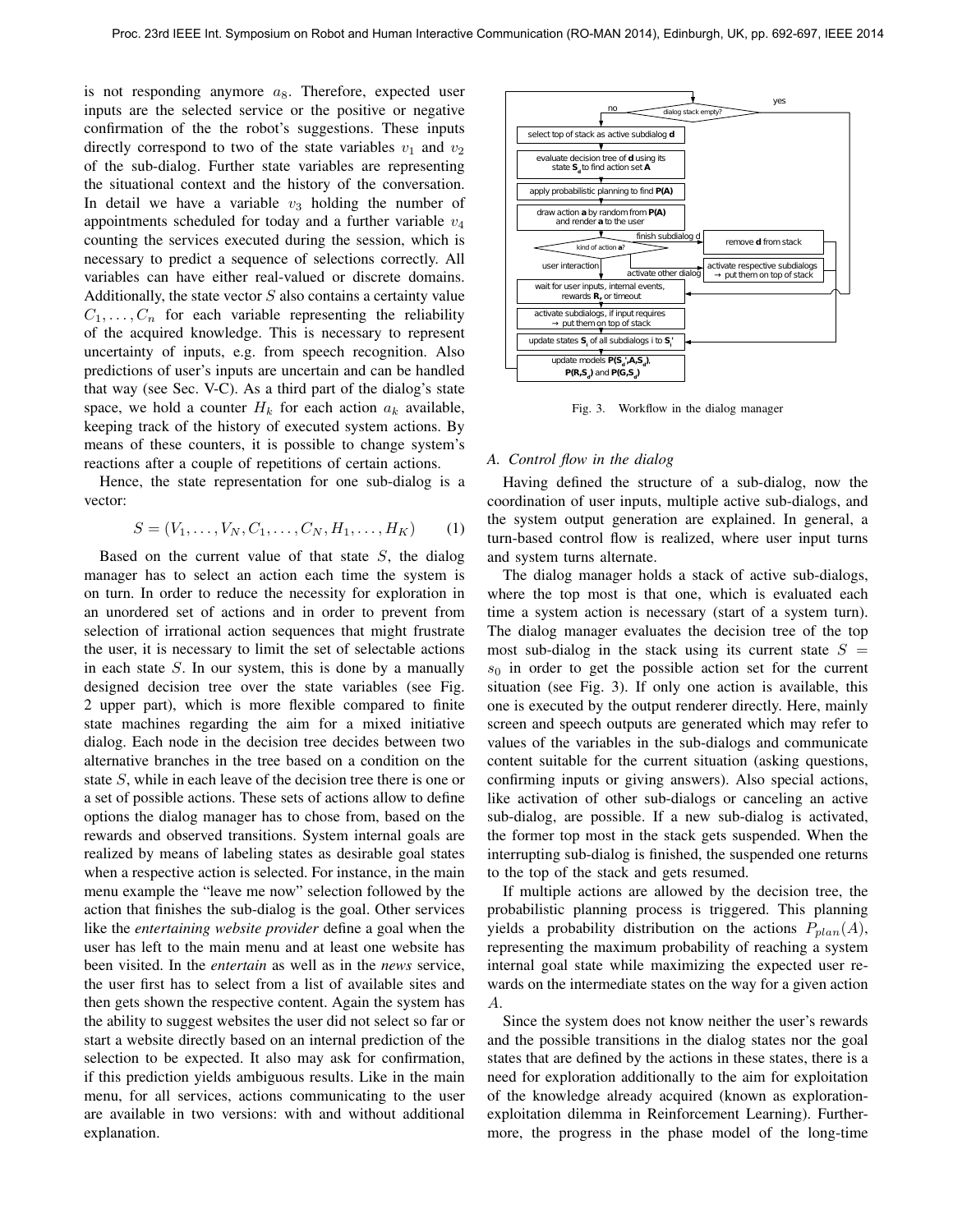is not responding anymore $a_8$. Therefore, expected user inputs are the selected service or the positive or negative confirmation of the the robot's suggestions. These inputs directly correspond to two of the state variables $v_1$ and $v_2$ of the sub-dialog. Further state variables are representing the situational context and the history of the conversation. In detail we have a variable $v_3$ holding the number of appointments scheduled for today and a further variable $v_4$ counting the services executed during the session, which is necessary to predict a sequence of selections correctly. All variables can have either real-valued or discrete domains. Additionally, the state vector $S$ also contains a certainty value $C_1, \ldots, C_n$ for each variable representing the reliability of the acquired knowledge. This is necessary to represent uncertainty of inputs, e.g. from speech recognition. Also predictions of user's inputs are uncertain and can be handled that way (see Sec. V-C). As a third part of the dialog's state space, we hold a counter $H_k$ for each action $a_k$ available, keeping track of the history of executed system actions. By means of these counters, it is possible to change system's reactions after a couple of repetitions of certain actions.

Hence, the state representation for one sub-dialog is a vector:

$$S = (V_1, \ldots, V_N, C_1, \ldots, C_N, H_1, \ldots, H_K) \tag{1}$$

Based on the current value of that state $S$, the dialog manager has to select an action each time the system is on turn. In order to reduce the necessity for exploration in an unordered set of actions and in order to prevent from selection of irrational action sequences that might frustrate the user, it is necessary to limit the set of selectable actions in each state $S$. In our system, this is done by a manually designed decision tree over the state variables (see Fig. 2 upper part), which is more flexible compared to finite state machines regarding the aim for a mixed initiative dialog. Each node in the decision tree decides between two alternative branches in the tree based on a condition on the state $S$, while in each leave of the decision tree there is one or a set of possible actions. These sets of actions allow to define options the dialog manager has to chose from, based on the rewards and observed transitions. System internal goals are realized by means of labeling states as desirable goal states when a respective action is selected. For instance, in the main menu example the "leave me now" selection followed by the action that finishes the sub-dialog is the goal. Other services like the *entertaining website provider* define a goal when the user has left to the main menu and at least one website has been visited. In the *entertain* as well as in the *news* service, the user first has to select from a list of available sites and then gets shown the respective content. Again the system has the ability to suggest websites the user did not select so far or start a website directly based on an internal prediction of the selection to be expected. It also may ask for confirmation, if this prediction yields ambiguous results. Like in the main menu, for all services, actions communicating to the user are available in two versions: with and without additional explanation.

dialog stack empty?
no
yes
select top of stack as active subdialog **d**
evaluate decision tree of **d** using its state $\mathbf{S_d}$ to find action set **A**
apply probabilistic planning to find **P(A)**
draw action **a** by random from **P(A)** and render **a** to the user
kind of action **a**?
finish subdialog d
remove **d** from stack
user interaction
activate other dialog
activate respective subdialogs → put them on top of stack
wait for user inputs, internal events, rewards $\mathbf{R_t}$ or timeout
activate subdialogs, if input requires → put them on top of stack
update states $\mathbf{S_i}$ of all subdialogs i to $\mathbf{S_i'}$
update models $\mathbf{P(S_d', A, S_d)}$, $\mathbf{P(R, S_d)}$ and $\mathbf{P(G, S_d)}$

Fig. 3. Workflow in the dialog manager

### A. Control flow in the dialog

Having defined the structure of a sub-dialog, now the coordination of user inputs, multiple active sub-dialogs, and the system output generation are explained. In general, a turn-based control flow is realized, where user input turns and system turns alternate.

The dialog manager holds a stack of active sub-dialogs, where the top most is that one, which is evaluated each time a system action is necessary (start of a system turn). The dialog manager evaluates the decision tree of the top most sub-dialog in the stack using its current state $S = s_0$ in order to get the possible action set for the current situation (see Fig. 3). If only one action is available, this one is executed by the output renderer directly. Here, mainly screen and speech outputs are generated which may refer to values of the variables in the sub-dialogs and communicate content suitable for the current situation (asking questions, confirming inputs or giving answers). Also special actions, like activation of other sub-dialogs or canceling an active sub-dialog, are possible. If a new sub-dialog is activated, the former top most in the stack gets suspended. When the interrupting sub-dialog is finished, the suspended one returns to the top of the stack and gets resumed.

If multiple actions are allowed by the decision tree, the probabilistic planning process is triggered. This planning yields a probability distribution on the actions $P_{plan}(A)$, representing the maximum probability of reaching a system internal goal state while maximizing the expected user rewards on the intermediate states on the way for a given action $A$.

Since the system does not know neither the user's rewards and the possible transitions in the dialog states nor the goal states that are defined by the actions in these states, there is a need for exploration additionally to the aim for exploitation of the knowledge already acquired (known as exploration-exploitation dilemma in Reinforcement Learning). Furthermore, the progress in the phase model of the long-time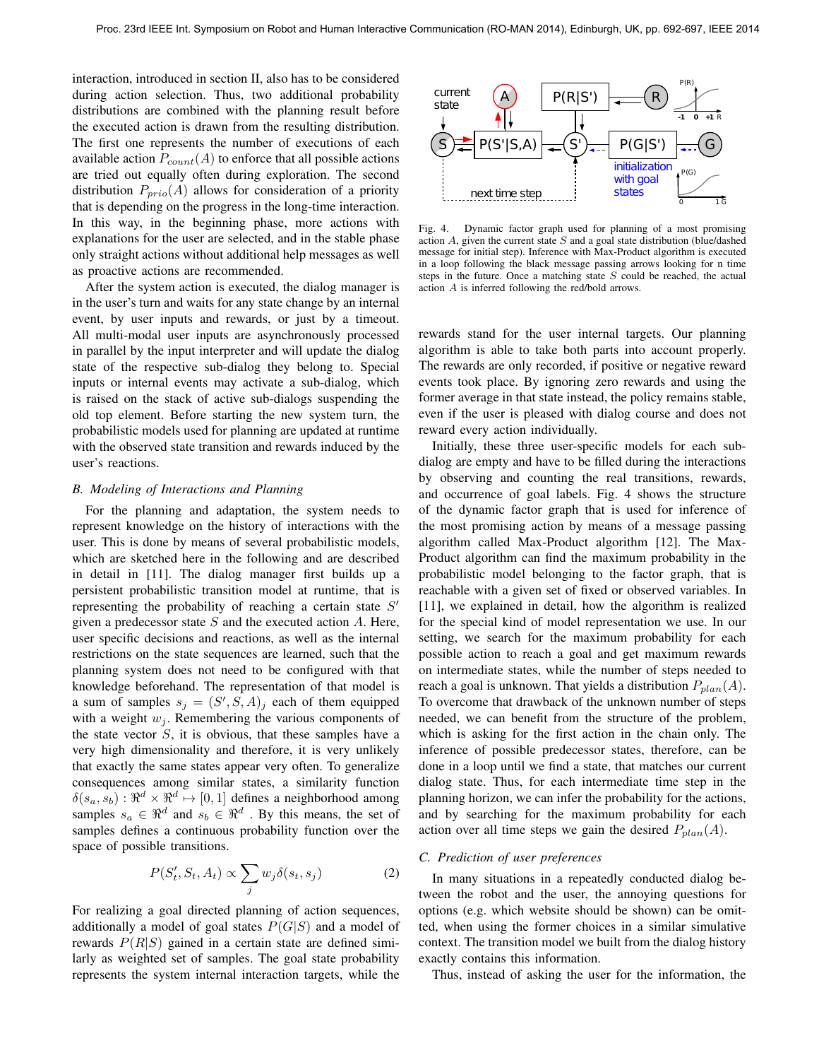interaction, introduced in section II, also has to be considered during action selection. Thus, two additional probability distributions are combined with the planning result before the executed action is drawn from the resulting distribution. The first one represents the number of executions of each available action $P_{count}(A)$ to enforce that all possible actions are tried out equally often during exploration. The second distribution $P_{prio}(A)$ allows for consideration of a priority that is depending on the progress in the long-time interaction. In this way, in the beginning phase, more actions with explanations for the user are selected, and in the stable phase only straight actions without additional help messages as well as proactive actions are recommended.

After the system action is executed, the dialog manager is in the user's turn and waits for any state change by an internal event, by user inputs and rewards, or just by a timeout. All multi-modal user inputs are asynchronously processed in parallel by the input interpreter and will update the dialog state of the respective sub-dialog they belong to. Special inputs or internal events may activate a sub-dialog, which is raised on the stack of active sub-dialogs suspending the old top element. Before starting the new system turn, the probabilistic models used for planning are updated at runtime with the observed state transition and rewards induced by the user's reactions.

### *B. Modeling of Interactions and Planning*

For the planning and adaptation, the system needs to represent knowledge on the history of interactions with the user. This is done by means of several probabilistic models, which are sketched here in the following and are described in detail in [11]. The dialog manager first builds up a persistent probabilistic transition model at runtime, that is representing the probability of reaching a certain state $S'$ given a predecessor state $S$ and the executed action $A$. Here, user specific decisions and reactions, as well as the internal restrictions on the state sequences are learned, such that the planning system does not need to be configured with that knowledge beforehand. The representation of that model is a sum of samples $s_j = (S', S, A)_j$ each of them equipped with a weight $w_j$. Remembering the various components of the state vector $S$, it is obvious, that these samples have a very high dimensionality and therefore, it is very unlikely that exactly the same states appear very often. To generalize consequences among similar states, a similarity function $\delta(s_a, s_b) : \Re^d \times \Re^d \mapsto [0, 1]$ defines a neighborhood among samples $s_a \in \Re^d$ and $s_b \in \Re^d$ . By this means, the set of samples defines a continuous probability function over the space of possible transitions.

$$P(S'_t, S_t, A_t) \propto \sum_j w_j \delta(s_t, s_j) \tag{2}$$

For realizing a goal directed planning of action sequences, additionally a model of goal states $P(G|S)$ and a model of rewards $P(R|S)$ gained in a certain state are defined similarly as weighted set of samples. The goal state probability represents the system internal interaction targets, while the rewards stand for the user internal targets. Our planning algorithm is able to take both parts into account properly. The rewards are only recorded, if positive or negative reward events took place. By ignoring zero rewards and using the former average in that state instead, the policy remains stable, even if the user is pleased with dialog course and does not reward every action individually.

current state
A
P(R|S')
R
P(R)
-1 0 +1 R
S
P(S'|S,A)
S'
P(G|S')
G
initialization with goal states
P(G)
0 1 G
next time step

Fig. 4. Dynamic factor graph used for planning of a most promising action $A$, given the current state $S$ and a goal state distribution (blue/dashed message for initial step). Inference with Max-Product algorithm is executed in a loop following the black message passing arrows looking for n time steps in the future. Once a matching state $S$ could be reached, the actual action $A$ is inferred following the red/bold arrows.

Initially, these three user-specific models for each sub-dialog are empty and have to be filled during the interactions by observing and counting the real transitions, rewards, and occurrence of goal labels. Fig. 4 shows the structure of the dynamic factor graph that is used for inference of the most promising action by means of a message passing algorithm called Max-Product algorithm [12]. The Max-Product algorithm can find the maximum probability in the probabilistic model belonging to the factor graph, that is reachable with a given set of fixed or observed variables. In [11], we explained in detail, how the algorithm is realized for the special kind of model representation we use. In our setting, we search for the maximum probability for each possible action to reach a goal and get maximum rewards on intermediate states, while the number of steps needed to reach a goal is unknown. That yields a distribution $P_{plan}(A)$. To overcome that drawback of the unknown number of steps needed, we can benefit from the structure of the problem, which is asking for the first action in the chain only. The inference of possible predecessor states, therefore, can be done in a loop until we find a state, that matches our current dialog state. Thus, for each intermediate time step in the planning horizon, we can infer the probability for the actions, and by searching for the maximum probability for each action over all time steps we gain the desired $P_{plan}(A)$.

### *C. Prediction of user preferences*

In many situations in a repeatedly conducted dialog between the robot and the user, the annoying questions for options (e.g. which website should be shown) can be omitted, when using the former choices in a similar simulative context. The transition model we built from the dialog history exactly contains this information.

Thus, instead of asking the user for the information, the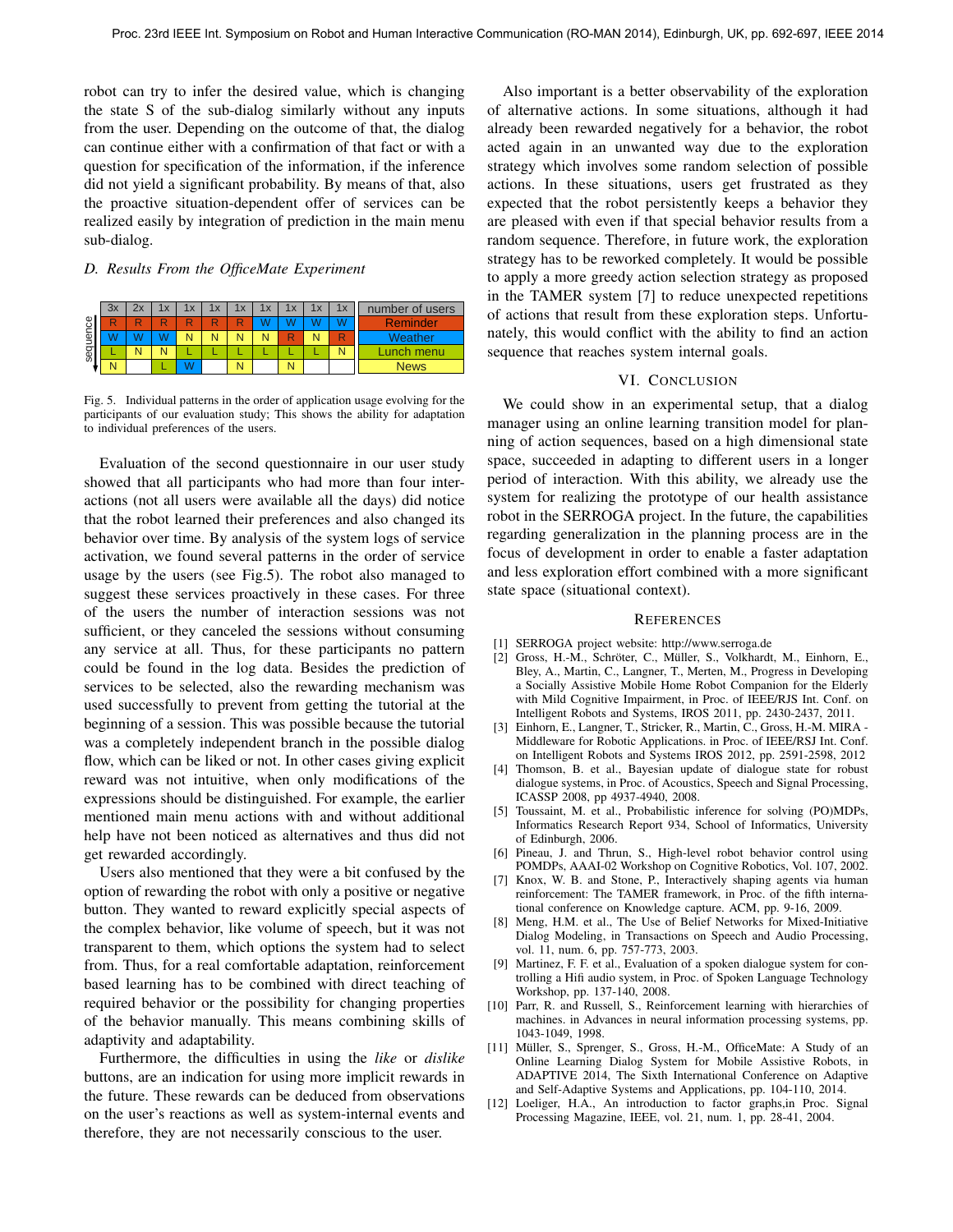robot can try to infer the desired value, which is changing the state S of the sub-dialog similarly without any inputs from the user. Depending on the outcome of that, the dialog can continue either with a confirmation of that fact or with a question for specification of the information, if the inference did not yield a significant probability. By means of that, also the proactive situation-dependent offer of services can be realized easily by integration of prediction in the main menu sub-dialog.

### D. Results From the OfficeMate Experiment

| sequence | 3x | 2x | 1x | 1x | 1x | 1x | 1x | 1x | 1x | 1x | number of users |
|---|---|---|---|---|---|---|---|---|---|---|---|
| | R | R | R | R | R | R | W | W | W | W | Reminder |
| | W | W | W | N | N | N | N | R | N | R | Weather |
| | L | N | N | L | L | L | L | L | L | N | Lunch menu |
| | N | | L | W | | N | | N | | | News |

Fig. 5. Individual patterns in the order of application usage evolving for the participants of our evaluation study; This shows the ability for adaptation to individual preferences of the users.

Evaluation of the second questionnaire in our user study showed that all participants who had more than four interactions (not all users were available all the days) did notice that the robot learned their preferences and also changed its behavior over time. By analysis of the system logs of service activation, we found several patterns in the order of service usage by the users (see Fig.5). The robot also managed to suggest these services proactively in these cases. For three of the users the number of interaction sessions was not sufficient, or they canceled the sessions without consuming any service at all. Thus, for these participants no pattern could be found in the log data. Besides the prediction of services to be selected, also the rewarding mechanism was used successfully to prevent from getting the tutorial at the beginning of a session. This was possible because the tutorial was a completely independent branch in the possible dialog flow, which can be liked or not. In other cases giving explicit reward was not intuitive, when only modifications of the expressions should be distinguished. For example, the earlier mentioned main menu actions with and without additional help have not been noticed as alternatives and thus did not get rewarded accordingly.

Users also mentioned that they were a bit confused by the option of rewarding the robot with only a positive or negative button. They wanted to reward explicitly special aspects of the complex behavior, like volume of speech, but it was not transparent to them, which options the system had to select from. Thus, for a real comfortable adaptation, reinforcement based learning has to be combined with direct teaching of required behavior or the possibility for changing properties of the behavior manually. This means combining skills of adaptivity and adaptability.

Furthermore, the difficulties in using the *like* or *dislike* buttons, are an indication for using more implicit rewards in the future. These rewards can be deduced from observations on the user's reactions as well as system-internal events and therefore, they are not necessarily conscious to the user.

Also important is a better observability of the exploration of alternative actions. In some situations, although it had already been rewarded negatively for a behavior, the robot acted again in an unwanted way due to the exploration strategy which involves some random selection of possible actions. In these situations, users get frustrated as they expected that the robot persistently keeps a behavior they are pleased with even if that special behavior results from a random sequence. Therefore, in future work, the exploration strategy has to be reworked completely. It would be possible to apply a more greedy action selection strategy as proposed in the TAMER system [7] to reduce unexpected repetitions of actions that result from these exploration steps. Unfortunately, this would conflict with the ability to find an action sequence that reaches system internal goals.

## VI. Conclusion

We could show in an experimental setup, that a dialog manager using an online learning transition model for planning of action sequences, based on a high dimensional state space, succeeded in adapting to different users in a longer period of interaction. With this ability, we already use the system for realizing the prototype of our health assistance robot in the SERROGA project. In the future, the capabilities regarding generalization in the planning process are in the focus of development in order to enable a faster adaptation and less exploration effort combined with a more significant state space (situational context).

## References

[1] SERROGA project website: http://www.serroga.de

[2] Gross, H.-M., Schröter, C., Müller, S., Volkhardt, M., Einhorn, E., Bley, A., Martin, C., Langner, T., Merten, M., Progress in Developing a Socially Assistive Mobile Home Robot Companion for the Elderly with Mild Cognitive Impairment, in Proc. of IEEE/RJS Int. Conf. on Intelligent Robots and Systems, IROS 2011, pp. 2430-2437, 2011.

[3] Einhorn, E., Langner, T., Stricker, R., Martin, C., Gross, H.-M. MIRA - Middleware for Robotic Applications. in Proc. of IEEE/RSJ Int. Conf. on Intelligent Robots and Systems IROS 2012, pp. 2591-2598, 2012

[4] Thomson, B. et al., Bayesian update of dialogue state for robust dialogue systems, in Proc. of Acoustics, Speech and Signal Processing, ICASSP 2008, pp 4937-4940, 2008.

[5] Toussaint, M. et al., Probabilistic inference for solving (PO)MDPs, Informatics Research Report 934, School of Informatics, University of Edinburgh, 2006.

[6] Pineau, J. and Thrun, S., High-level robot behavior control using POMDPs, AAAI-02 Workshop on Cognitive Robotics, Vol. 107, 2002.

[7] Knox, W. B. and Stone, P., Interactively shaping agents via human reinforcement: The TAMER framework, in Proc. of the fifth international conference on Knowledge capture. ACM, pp. 9-16, 2009.

[8] Meng, H.M. et al., The Use of Belief Networks for Mixed-Initiative Dialog Modeling, in Transactions on Speech and Audio Processing, vol. 11, num. 6, pp. 757-773, 2003.

[9] Martinez, F. F. et al., Evaluation of a spoken dialogue system for controlling a Hifi audio system, in Proc. of Spoken Language Technology Workshop, pp. 137-140, 2008.

[10] Parr, R. and Russell, S., Reinforcement learning with hierarchies of machines. in Advances in neural information processing systems, pp. 1043-1049, 1998.

[11] Müller, S., Sprenger, S., Gross, H.-M., OfficeMate: A Study of an Online Learning Dialog System for Mobile Assistive Robots, in ADAPTIVE 2014, The Sixth International Conference on Adaptive and Self-Adaptive Systems and Applications, pp. 104-110, 2014.

[12] Loeliger, H.A., An introduction to factor graphs,in Proc. Signal Processing Magazine, IEEE, vol. 21, num. 1, pp. 28-41, 2004.